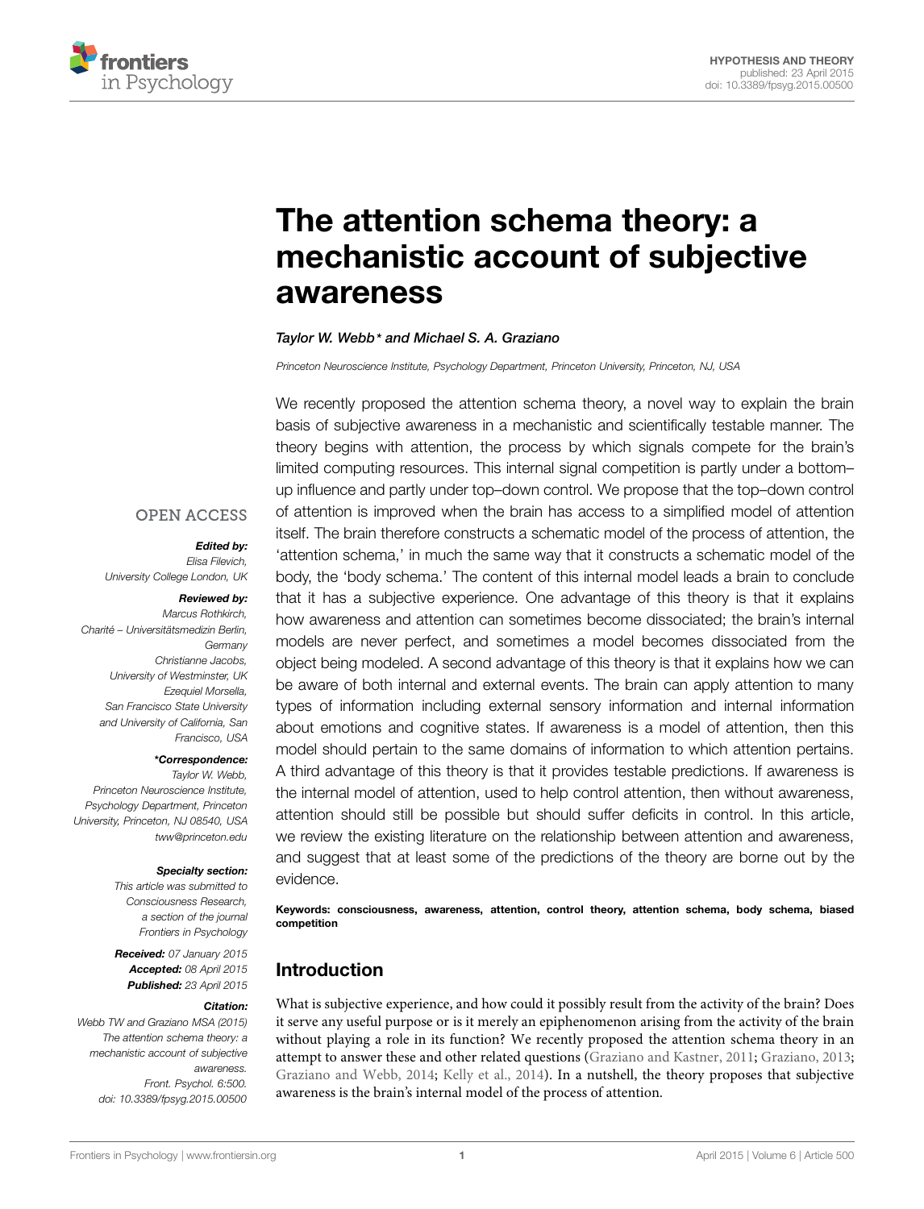HYPOTHESIS AND THEORY
published: 23 April 2015
doi: 10.3389/fpsyg.2015.00500

# The attention schema theory: a mechanistic account of subjective awareness

*Taylor W. Webb\* and Michael S. A. Graziano*

*Princeton Neuroscience Institute, Psychology Department, Princeton University, Princeton, NJ, USA*

OPEN ACCESS

***Edited by:***
*Elisa Filevich,*
*University College London, UK*

***Reviewed by:***
*Marcus Rothkirch,*
*Charité – Universitätsmedizin Berlin, Germany*
*Christianne Jacobs,*
*University of Westminster, UK*
*Ezequiel Morsella,*
*San Francisco State University and University of California, San Francisco, USA*

***\*Correspondence:***
*Taylor W. Webb,*
*Princeton Neuroscience Institute, Psychology Department, Princeton University, Princeton, NJ 08540, USA*
*tww@princeton.edu*

***Specialty section:***
*This article was submitted to Consciousness Research, a section of the journal Frontiers in Psychology*

***Received:*** *07 January 2015*
***Accepted:*** *08 April 2015*
***Published:*** *23 April 2015*

***Citation:***
*Webb TW and Graziano MSA (2015) The attention schema theory: a mechanistic account of subjective awareness. Front. Psychol. 6:500. doi: 10.3389/fpsyg.2015.00500*

We recently proposed the attention schema theory, a novel way to explain the brain basis of subjective awareness in a mechanistic and scientifically testable manner. The theory begins with attention, the process by which signals compete for the brain's limited computing resources. This internal signal competition is partly under a bottom–up influence and partly under top–down control. We propose that the top–down control of attention is improved when the brain has access to a simplified model of attention itself. The brain therefore constructs a schematic model of the process of attention, the 'attention schema,' in much the same way that it constructs a schematic model of the body, the 'body schema.' The content of this internal model leads a brain to conclude that it has a subjective experience. One advantage of this theory is that it explains how awareness and attention can sometimes become dissociated; the brain's internal models are never perfect, and sometimes a model becomes dissociated from the object being modeled. A second advantage of this theory is that it explains how we can be aware of both internal and external events. The brain can apply attention to many types of information including external sensory information and internal information about emotions and cognitive states. If awareness is a model of attention, then this model should pertain to the same domains of information to which attention pertains. A third advantage of this theory is that it provides testable predictions. If awareness is the internal model of attention, used to help control attention, then without awareness, attention should still be possible but should suffer deficits in control. In this article, we review the existing literature on the relationship between attention and awareness, and suggest that at least some of the predictions of the theory are borne out by the evidence.

**Keywords: consciousness, awareness, attention, control theory, attention schema, body schema, biased competition**

## Introduction

What is subjective experience, and how could it possibly result from the activity of the brain? Does it serve any useful purpose or is it merely an epiphenomenon arising from the activity of the brain without playing a role in its function? We recently proposed the attention schema theory in an attempt to answer these and other related questions (Graziano and Kastner, 2011; Graziano, 2013; Graziano and Webb, 2014; Kelly et al., 2014). In a nutshell, the theory proposes that subjective awareness is the brain's internal model of the process of attention.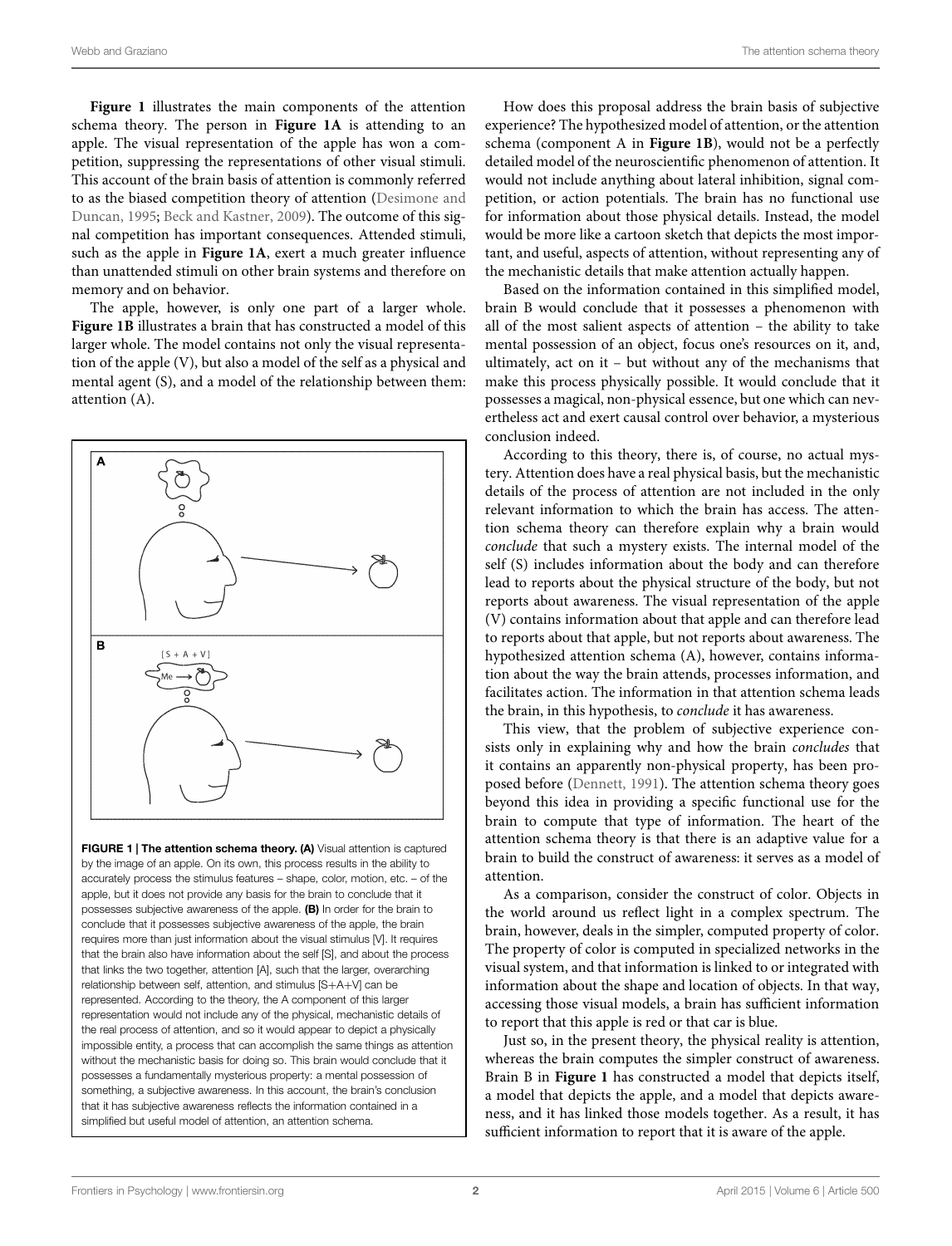**Figure 1** illustrates the main components of the attention schema theory. The person in **Figure 1A** is attending to an apple. The visual representation of the apple has won a competition, suppressing the representations of other visual stimuli. This account of the brain basis of attention is commonly referred to as the biased competition theory of attention (Desimone and Duncan, 1995; Beck and Kastner, 2009). The outcome of this signal competition has important consequences. Attended stimuli, such as the apple in **Figure 1A**, exert a much greater influence than unattended stimuli on other brain systems and therefore on memory and on behavior.

The apple, however, is only one part of a larger whole. **Figure 1B** illustrates a brain that has constructed a model of this larger whole. The model contains not only the visual representation of the apple (V), but also a model of the self as a physical and mental agent (S), and a model of the relationship between them: attention (A).

**FIGURE 1 | The attention schema theory. (A)** Visual attention is captured by the image of an apple. On its own, this process results in the ability to accurately process the stimulus features – shape, color, motion, etc. – of the apple, but it does not provide any basis for the brain to conclude that it possesses subjective awareness of the apple. **(B)** In order for the brain to conclude that it possesses subjective awareness of the apple, the brain requires more than just information about the visual stimulus [V]. It requires that the brain also have information about the self [S], and about the process that links the two together, attention [A], such that the larger, overarching relationship between self, attention, and stimulus [S+A+V] can be represented. According to the theory, the A component of this larger representation would not include any of the physical, mechanistic details of the real process of attention, and so it would appear to depict a physically impossible entity, a process that can accomplish the same things as attention without the mechanistic basis for doing so. This brain would conclude that it possesses a fundamentally mysterious property: a mental possession of something, a subjective awareness. In this account, the brain's conclusion that it has subjective awareness reflects the information contained in a simplified but useful model of attention, an attention schema.

How does this proposal address the brain basis of subjective experience? The hypothesized model of attention, or the attention schema (component A in **Figure 1B**), would not be a perfectly detailed model of the neuroscientific phenomenon of attention. It would not include anything about lateral inhibition, signal competition, or action potentials. The brain has no functional use for information about those physical details. Instead, the model would be more like a cartoon sketch that depicts the most important, and useful, aspects of attention, without representing any of the mechanistic details that make attention actually happen.

Based on the information contained in this simplified model, brain B would conclude that it possesses a phenomenon with all of the most salient aspects of attention – the ability to take mental possession of an object, focus one's resources on it, and, ultimately, act on it – but without any of the mechanisms that make this process physically possible. It would conclude that it possesses a magical, non-physical essence, but one which can nevertheless act and exert causal control over behavior, a mysterious conclusion indeed.

According to this theory, there is, of course, no actual mystery. Attention does have a real physical basis, but the mechanistic details of the process of attention are not included in the only relevant information to which the brain has access. The attention schema theory can therefore explain why a brain would *conclude* that such a mystery exists. The internal model of the self (S) includes information about the body and can therefore lead to reports about the physical structure of the body, but not reports about awareness. The visual representation of the apple (V) contains information about that apple and can therefore lead to reports about that apple, but not reports about awareness. The hypothesized attention schema (A), however, contains information about the way the brain attends, processes information, and facilitates action. The information in that attention schema leads the brain, in this hypothesis, to *conclude* it has awareness.

This view, that the problem of subjective experience consists only in explaining why and how the brain *concludes* that it contains an apparently non-physical property, has been proposed before (Dennett, 1991). The attention schema theory goes beyond this idea in providing a specific functional use for the brain to compute that type of information. The heart of the attention schema theory is that there is an adaptive value for a brain to build the construct of awareness: it serves as a model of attention.

As a comparison, consider the construct of color. Objects in the world around us reflect light in a complex spectrum. The brain, however, deals in the simpler, computed property of color. The property of color is computed in specialized networks in the visual system, and that information is linked to or integrated with information about the shape and location of objects. In that way, accessing those visual models, a brain has sufficient information to report that this apple is red or that car is blue.

Just so, in the present theory, the physical reality is attention, whereas the brain computes the simpler construct of awareness. Brain B in **Figure 1** has constructed a model that depicts itself, a model that depicts the apple, and a model that depicts awareness, and it has linked those models together. As a result, it has sufficient information to report that it is aware of the apple.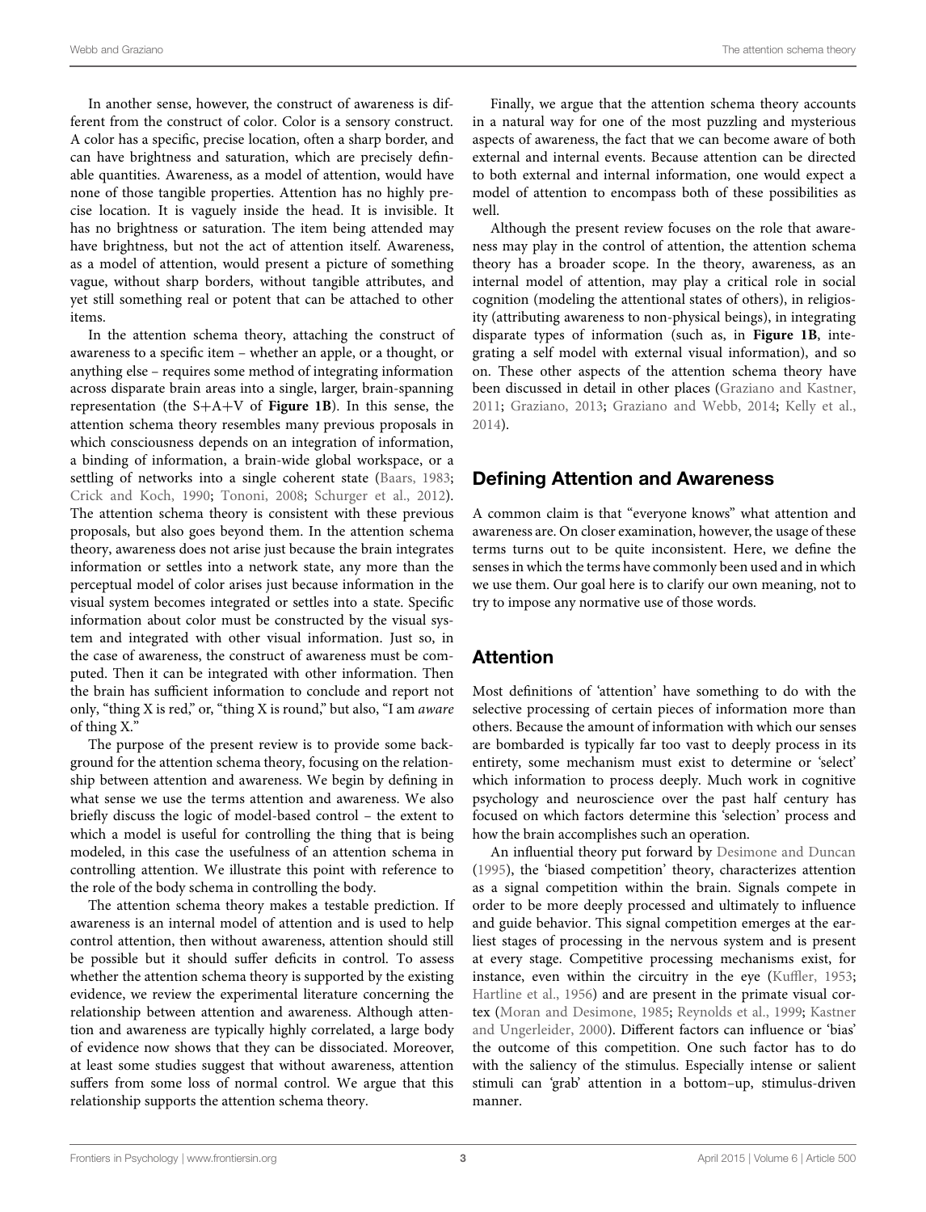In another sense, however, the construct of awareness is different from the construct of color. Color is a sensory construct. A color has a specific, precise location, often a sharp border, and can have brightness and saturation, which are precisely definable quantities. Awareness, as a model of attention, would have none of those tangible properties. Attention has no highly precise location. It is vaguely inside the head. It is invisible. It has no brightness or saturation. The item being attended may have brightness, but not the act of attention itself. Awareness, as a model of attention, would present a picture of something vague, without sharp borders, without tangible attributes, and yet still something real or potent that can be attached to other items.

In the attention schema theory, attaching the construct of awareness to a specific item – whether an apple, or a thought, or anything else – requires some method of integrating information across disparate brain areas into a single, larger, brain-spanning representation (the S+A+V of **Figure 1B**). In this sense, the attention schema theory resembles many previous proposals in which consciousness depends on an integration of information, a binding of information, a brain-wide global workspace, or a settling of networks into a single coherent state (Baars, 1983; Crick and Koch, 1990; Tononi, 2008; Schurger et al., 2012). The attention schema theory is consistent with these previous proposals, but also goes beyond them. In the attention schema theory, awareness does not arise just because the brain integrates information or settles into a network state, any more than the perceptual model of color arises just because information in the visual system becomes integrated or settles into a state. Specific information about color must be constructed by the visual system and integrated with other visual information. Just so, in the case of awareness, the construct of awareness must be computed. Then it can be integrated with other information. Then the brain has sufficient information to conclude and report not only, "thing X is red," or, "thing X is round," but also, "I am *aware* of thing X."

The purpose of the present review is to provide some background for the attention schema theory, focusing on the relationship between attention and awareness. We begin by defining in what sense we use the terms attention and awareness. We also briefly discuss the logic of model-based control – the extent to which a model is useful for controlling the thing that is being modeled, in this case the usefulness of an attention schema in controlling attention. We illustrate this point with reference to the role of the body schema in controlling the body.

The attention schema theory makes a testable prediction. If awareness is an internal model of attention and is used to help control attention, then without awareness, attention should still be possible but it should suffer deficits in control. To assess whether the attention schema theory is supported by the existing evidence, we review the experimental literature concerning the relationship between attention and awareness. Although attention and awareness are typically highly correlated, a large body of evidence now shows that they can be dissociated. Moreover, at least some studies suggest that without awareness, attention suffers from some loss of normal control. We argue that this relationship supports the attention schema theory.

Finally, we argue that the attention schema theory accounts in a natural way for one of the most puzzling and mysterious aspects of awareness, the fact that we can become aware of both external and internal events. Because attention can be directed to both external and internal information, one would expect a model of attention to encompass both of these possibilities as well.

Although the present review focuses on the role that awareness may play in the control of attention, the attention schema theory has a broader scope. In the theory, awareness, as an internal model of attention, may play a critical role in social cognition (modeling the attentional states of others), in religiosity (attributing awareness to non-physical beings), in integrating disparate types of information (such as, in **Figure 1B**, integrating a self model with external visual information), and so on. These other aspects of the attention schema theory have been discussed in detail in other places (Graziano and Kastner, 2011; Graziano, 2013; Graziano and Webb, 2014; Kelly et al., 2014).

## Defining Attention and Awareness

A common claim is that "everyone knows" what attention and awareness are. On closer examination, however, the usage of these terms turns out to be quite inconsistent. Here, we define the senses in which the terms have commonly been used and in which we use them. Our goal here is to clarify our own meaning, not to try to impose any normative use of those words.

## Attention

Most definitions of 'attention' have something to do with the selective processing of certain pieces of information more than others. Because the amount of information with which our senses are bombarded is typically far too vast to deeply process in its entirety, some mechanism must exist to determine or 'select' which information to process deeply. Much work in cognitive psychology and neuroscience over the past half century has focused on which factors determine this 'selection' process and how the brain accomplishes such an operation.

An influential theory put forward by Desimone and Duncan (1995), the 'biased competition' theory, characterizes attention as a signal competition within the brain. Signals compete in order to be more deeply processed and ultimately to influence and guide behavior. This signal competition emerges at the earliest stages of processing in the nervous system and is present at every stage. Competitive processing mechanisms exist, for instance, even within the circuitry in the eye (Kuffler, 1953; Hartline et al., 1956) and are present in the primate visual cortex (Moran and Desimone, 1985; Reynolds et al., 1999; Kastner and Ungerleider, 2000). Different factors can influence or 'bias' the outcome of this competition. One such factor has to do with the saliency of the stimulus. Especially intense or salient stimuli can 'grab' attention in a bottom–up, stimulus-driven manner.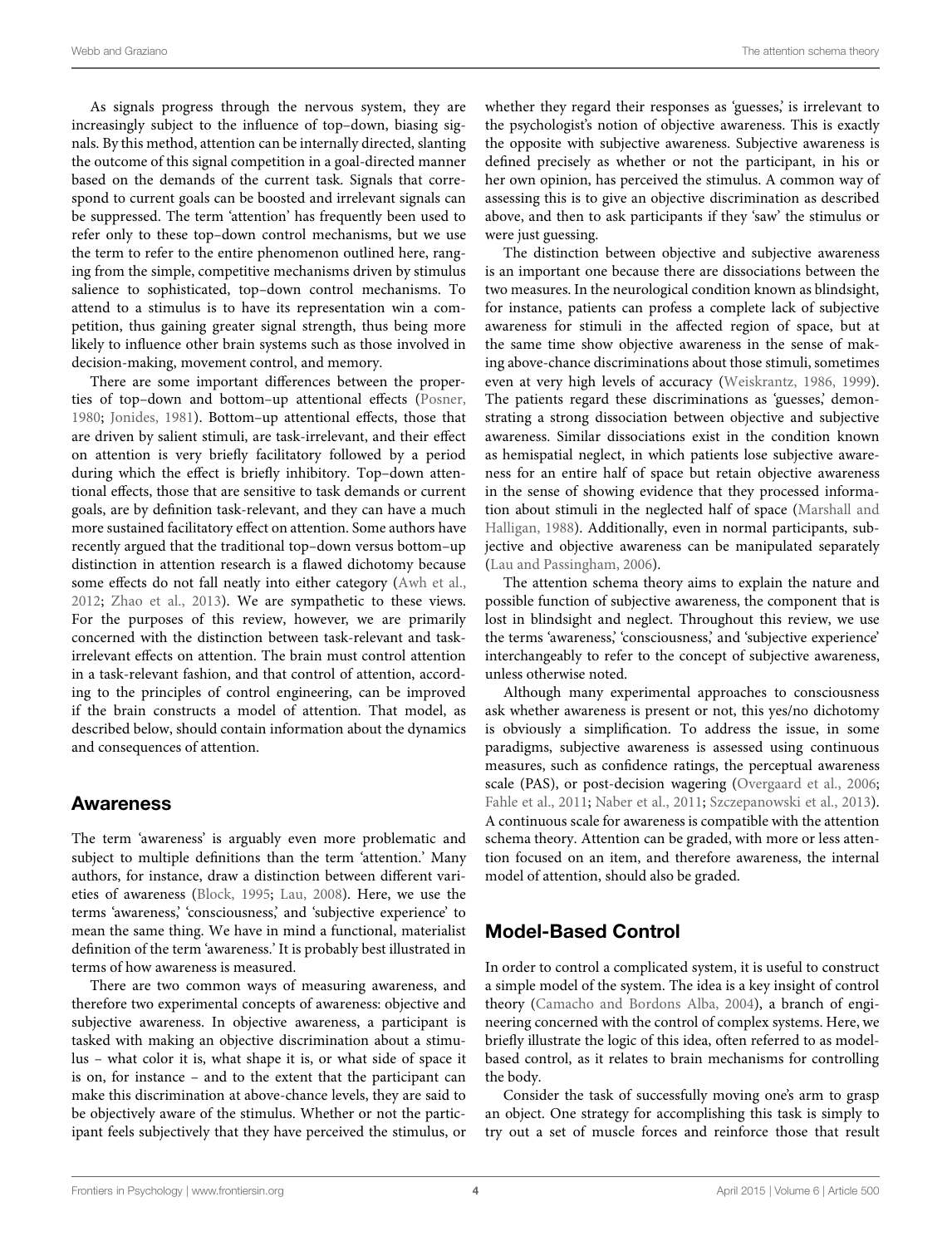As signals progress through the nervous system, they are increasingly subject to the influence of top–down, biasing signals. By this method, attention can be internally directed, slanting the outcome of this signal competition in a goal-directed manner based on the demands of the current task. Signals that correspond to current goals can be boosted and irrelevant signals can be suppressed. The term 'attention' has frequently been used to refer only to these top–down control mechanisms, but we use the term to refer to the entire phenomenon outlined here, ranging from the simple, competitive mechanisms driven by stimulus salience to sophisticated, top–down control mechanisms. To attend to a stimulus is to have its representation win a competition, thus gaining greater signal strength, thus being more likely to influence other brain systems such as those involved in decision-making, movement control, and memory.

There are some important differences between the properties of top–down and bottom–up attentional effects (Posner, 1980; Jonides, 1981). Bottom–up attentional effects, those that are driven by salient stimuli, are task-irrelevant, and their effect on attention is very briefly facilitatory followed by a period during which the effect is briefly inhibitory. Top–down attentional effects, those that are sensitive to task demands or current goals, are by definition task-relevant, and they can have a much more sustained facilitatory effect on attention. Some authors have recently argued that the traditional top–down versus bottom–up distinction in attention research is a flawed dichotomy because some effects do not fall neatly into either category (Awh et al., 2012; Zhao et al., 2013). We are sympathetic to these views. For the purposes of this review, however, we are primarily concerned with the distinction between task-relevant and task-irrelevant effects on attention. The brain must control attention in a task-relevant fashion, and that control of attention, according to the principles of control engineering, can be improved if the brain constructs a model of attention. That model, as described below, should contain information about the dynamics and consequences of attention.

## Awareness

The term 'awareness' is arguably even more problematic and subject to multiple definitions than the term 'attention.' Many authors, for instance, draw a distinction between different varieties of awareness (Block, 1995; Lau, 2008). Here, we use the terms 'awareness,' 'consciousness,' and 'subjective experience' to mean the same thing. We have in mind a functional, materialist definition of the term 'awareness.' It is probably best illustrated in terms of how awareness is measured.

There are two common ways of measuring awareness, and therefore two experimental concepts of awareness: objective and subjective awareness. In objective awareness, a participant is tasked with making an objective discrimination about a stimulus – what color it is, what shape it is, or what side of space it is on, for instance – and to the extent that the participant can make this discrimination at above-chance levels, they are said to be objectively aware of the stimulus. Whether or not the participant feels subjectively that they have perceived the stimulus, or whether they regard their responses as 'guesses,' is irrelevant to the psychologist's notion of objective awareness. This is exactly the opposite with subjective awareness. Subjective awareness is defined precisely as whether or not the participant, in his or her own opinion, has perceived the stimulus. A common way of assessing this is to give an objective discrimination as described above, and then to ask participants if they 'saw' the stimulus or were just guessing.

The distinction between objective and subjective awareness is an important one because there are dissociations between the two measures. In the neurological condition known as blindsight, for instance, patients can profess a complete lack of subjective awareness for stimuli in the affected region of space, but at the same time show objective awareness in the sense of making above-chance discriminations about those stimuli, sometimes even at very high levels of accuracy (Weiskrantz, 1986, 1999). The patients regard these discriminations as 'guesses,' demonstrating a strong dissociation between objective and subjective awareness. Similar dissociations exist in the condition known as hemispatial neglect, in which patients lose subjective awareness for an entire half of space but retain objective awareness in the sense of showing evidence that they processed information about stimuli in the neglected half of space (Marshall and Halligan, 1988). Additionally, even in normal participants, subjective and objective awareness can be manipulated separately (Lau and Passingham, 2006).

The attention schema theory aims to explain the nature and possible function of subjective awareness, the component that is lost in blindsight and neglect. Throughout this review, we use the terms 'awareness,' 'consciousness,' and 'subjective experience' interchangeably to refer to the concept of subjective awareness, unless otherwise noted.

Although many experimental approaches to consciousness ask whether awareness is present or not, this yes/no dichotomy is obviously a simplification. To address the issue, in some paradigms, subjective awareness is assessed using continuous measures, such as confidence ratings, the perceptual awareness scale (PAS), or post-decision wagering (Overgaard et al., 2006; Fahle et al., 2011; Naber et al., 2011; Szczepanowski et al., 2013). A continuous scale for awareness is compatible with the attention schema theory. Attention can be graded, with more or less attention focused on an item, and therefore awareness, the internal model of attention, should also be graded.

## Model-Based Control

In order to control a complicated system, it is useful to construct a simple model of the system. The idea is a key insight of control theory (Camacho and Bordons Alba, 2004), a branch of engineering concerned with the control of complex systems. Here, we briefly illustrate the logic of this idea, often referred to as model-based control, as it relates to brain mechanisms for controlling the body.

Consider the task of successfully moving one's arm to grasp an object. One strategy for accomplishing this task is simply to try out a set of muscle forces and reinforce those that result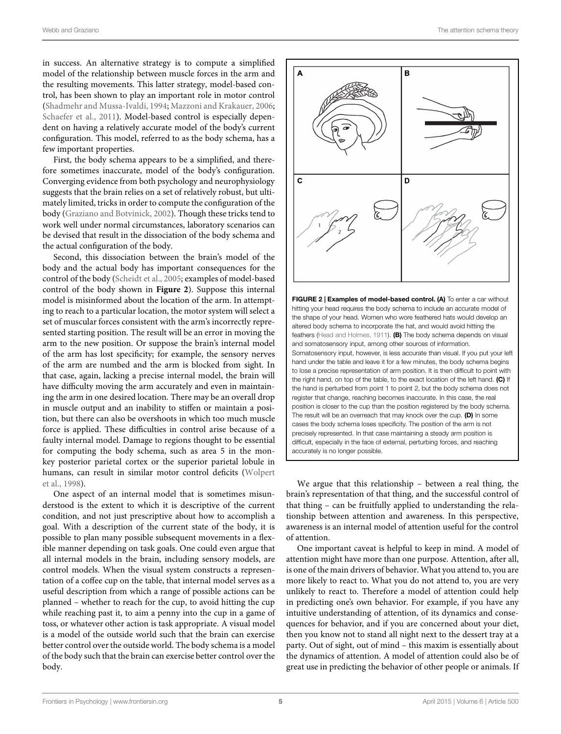in success. An alternative strategy is to compute a simplified model of the relationship between muscle forces in the arm and the resulting movements. This latter strategy, model-based control, has been shown to play an important role in motor control (Shadmehr and Mussa-Ivaldi, 1994; Mazzoni and Krakauer, 2006; Schaefer et al., 2011). Model-based control is especially dependent on having a relatively accurate model of the body's current configuration. This model, referred to as the body schema, has a few important properties.

First, the body schema appears to be a simplified, and therefore sometimes inaccurate, model of the body's configuration. Converging evidence from both psychology and neurophysiology suggests that the brain relies on a set of relatively robust, but ultimately limited, tricks in order to compute the configuration of the body (Graziano and Botvinick, 2002). Though these tricks tend to work well under normal circumstances, laboratory scenarios can be devised that result in the dissociation of the body schema and the actual configuration of the body.

Second, this dissociation between the brain's model of the body and the actual body has important consequences for the control of the body (Scheidt et al., 2005; examples of model-based control of the body shown in **Figure 2**). Suppose this internal model is misinformed about the location of the arm. In attempting to reach to a particular location, the motor system will select a set of muscular forces consistent with the arm's incorrectly represented starting position. The result will be an error in moving the arm to the new position. Or suppose the brain's internal model of the arm has lost specificity; for example, the sensory nerves of the arm are numbed and the arm is blocked from sight. In that case, again, lacking a precise internal model, the brain will have difficulty moving the arm accurately and even in maintaining the arm in one desired location. There may be an overall drop in muscle output and an inability to stiffen or maintain a position, but there can also be overshoots in which too much muscle force is applied. These difficulties in control arise because of a faulty internal model. Damage to regions thought to be essential for computing the body schema, such as area 5 in the monkey posterior parietal cortex or the superior parietal lobule in humans, can result in similar motor control deficits (Wolpert et al., 1998).

One aspect of an internal model that is sometimes misunderstood is the extent to which it is descriptive of the current condition, and not just prescriptive about how to accomplish a goal. With a description of the current state of the body, it is possible to plan many possible subsequent movements in a flexible manner depending on task goals. One could even argue that all internal models in the brain, including sensory models, are control models. When the visual system constructs a representation of a coffee cup on the table, that internal model serves as a useful description from which a range of possible actions can be planned – whether to reach for the cup, to avoid hitting the cup while reaching past it, to aim a penny into the cup in a game of toss, or whatever other action is task appropriate. A visual model is a model of the outside world such that the brain can exercise better control over the outside world. The body schema is a model of the body such that the brain can exercise better control over the body.

**FIGURE 2 | Examples of model-based control. (A)** To enter a car without hitting your head requires the body schema to include an accurate model of the shape of your head. Women who wore feathered hats would develop an altered body schema to incorporate the hat, and would avoid hitting the feathers (Head and Holmes, 1911). **(B)** The body schema depends on visual and somatosensory input, among other sources of information. Somatosensory input, however, is less accurate than visual. If you put your left hand under the table and leave it for a few minutes, the body schema begins to lose a precise representation of arm position. It is then difficult to point with the right hand, on top of the table, to the exact location of the left hand. **(C)** If the hand is perturbed from point 1 to point 2, but the body schema does not register that change, reaching becomes inaccurate. In this case, the real position is closer to the cup than the position registered by the body schema. The result will be an overreach that may knock over the cup. **(D)** In some cases the body schema loses specificity. The position of the arm is not precisely represented. In that case maintaining a steady arm position is difficult, especially in the face of external, perturbing forces, and reaching accurately is no longer possible.

We argue that this relationship – between a real thing, the brain's representation of that thing, and the successful control of that thing – can be fruitfully applied to understanding the relationship between attention and awareness. In this perspective, awareness is an internal model of attention useful for the control of attention.

One important caveat is helpful to keep in mind. A model of attention might have more than one purpose. Attention, after all, is one of the main drivers of behavior. What you attend to, you are more likely to react to. What you do not attend to, you are very unlikely to react to. Therefore a model of attention could help in predicting one's own behavior. For example, if you have any intuitive understanding of attention, of its dynamics and consequences for behavior, and if you are concerned about your diet, then you know not to stand all night next to the dessert tray at a party. Out of sight, out of mind – this maxim is essentially about the dynamics of attention. A model of attention could also be of great use in predicting the behavior of other people or animals. If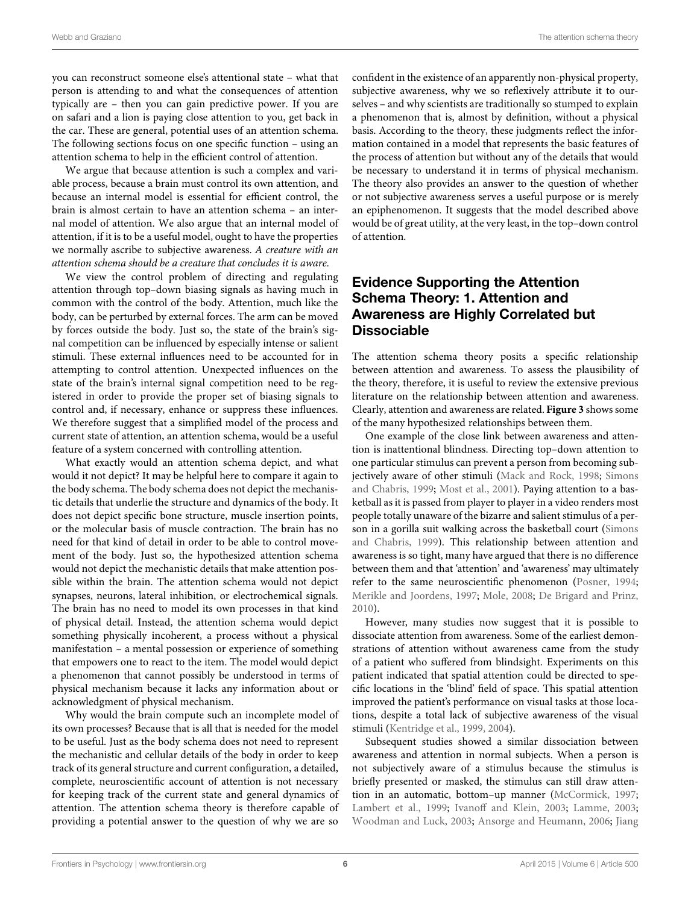you can reconstruct someone else's attentional state – what that person is attending to and what the consequences of attention typically are – then you can gain predictive power. If you are on safari and a lion is paying close attention to you, get back in the car. These are general, potential uses of an attention schema. The following sections focus on one specific function – using an attention schema to help in the efficient control of attention.

We argue that because attention is such a complex and variable process, because a brain must control its own attention, and because an internal model is essential for efficient control, the brain is almost certain to have an attention schema – an internal model of attention. We also argue that an internal model of attention, if it is to be a useful model, ought to have the properties we normally ascribe to subjective awareness. *A creature with an attention schema should be a creature that concludes it is aware.*

We view the control problem of directing and regulating attention through top–down biasing signals as having much in common with the control of the body. Attention, much like the body, can be perturbed by external forces. The arm can be moved by forces outside the body. Just so, the state of the brain's signal competition can be influenced by especially intense or salient stimuli. These external influences need to be accounted for in attempting to control attention. Unexpected influences on the state of the brain's internal signal competition need to be registered in order to provide the proper set of biasing signals to control and, if necessary, enhance or suppress these influences. We therefore suggest that a simplified model of the process and current state of attention, an attention schema, would be a useful feature of a system concerned with controlling attention.

What exactly would an attention schema depict, and what would it not depict? It may be helpful here to compare it again to the body schema. The body schema does not depict the mechanistic details that underlie the structure and dynamics of the body. It does not depict specific bone structure, muscle insertion points, or the molecular basis of muscle contraction. The brain has no need for that kind of detail in order to be able to control movement of the body. Just so, the hypothesized attention schema would not depict the mechanistic details that make attention possible within the brain. The attention schema would not depict synapses, neurons, lateral inhibition, or electrochemical signals. The brain has no need to model its own processes in that kind of physical detail. Instead, the attention schema would depict something physically incoherent, a process without a physical manifestation – a mental possession or experience of something that empowers one to react to the item. The model would depict a phenomenon that cannot possibly be understood in terms of physical mechanism because it lacks any information about or acknowledgment of physical mechanism.

Why would the brain compute such an incomplete model of its own processes? Because that is all that is needed for the model to be useful. Just as the body schema does not need to represent the mechanistic and cellular details of the body in order to keep track of its general structure and current configuration, a detailed, complete, neuroscientific account of attention is not necessary for keeping track of the current state and general dynamics of attention. The attention schema theory is therefore capable of providing a potential answer to the question of why we are so confident in the existence of an apparently non-physical property, subjective awareness, why we so reflexively attribute it to ourselves – and why scientists are traditionally so stumped to explain a phenomenon that is, almost by definition, without a physical basis. According to the theory, these judgments reflect the information contained in a model that represents the basic features of the process of attention but without any of the details that would be necessary to understand it in terms of physical mechanism. The theory also provides an answer to the question of whether or not subjective awareness serves a useful purpose or is merely an epiphenomenon. It suggests that the model described above would be of great utility, at the very least, in the top–down control of attention.

## Evidence Supporting the Attention Schema Theory: 1. Attention and Awareness are Highly Correlated but Dissociable

The attention schema theory posits a specific relationship between attention and awareness. To assess the plausibility of the theory, therefore, it is useful to review the extensive previous literature on the relationship between attention and awareness. Clearly, attention and awareness are related. **Figure 3** shows some of the many hypothesized relationships between them.

One example of the close link between awareness and attention is inattentional blindness. Directing top–down attention to one particular stimulus can prevent a person from becoming subjectively aware of other stimuli (Mack and Rock, 1998; Simons and Chabris, 1999; Most et al., 2001). Paying attention to a basketball as it is passed from player to player in a video renders most people totally unaware of the bizarre and salient stimulus of a person in a gorilla suit walking across the basketball court (Simons and Chabris, 1999). This relationship between attention and awareness is so tight, many have argued that there is no difference between them and that 'attention' and 'awareness' may ultimately refer to the same neuroscientific phenomenon (Posner, 1994; Merikle and Joordens, 1997; Mole, 2008; De Brigard and Prinz, 2010).

However, many studies now suggest that it is possible to dissociate attention from awareness. Some of the earliest demonstrations of attention without awareness came from the study of a patient who suffered from blindsight. Experiments on this patient indicated that spatial attention could be directed to specific locations in the 'blind' field of space. This spatial attention improved the patient's performance on visual tasks at those locations, despite a total lack of subjective awareness of the visual stimuli (Kentridge et al., 1999, 2004).

Subsequent studies showed a similar dissociation between awareness and attention in normal subjects. When a person is not subjectively aware of a stimulus because the stimulus is briefly presented or masked, the stimulus can still draw attention in an automatic, bottom–up manner (McCormick, 1997; Lambert et al., 1999; Ivanoff and Klein, 2003; Lamme, 2003; Woodman and Luck, 2003; Ansorge and Heumann, 2006; Jiang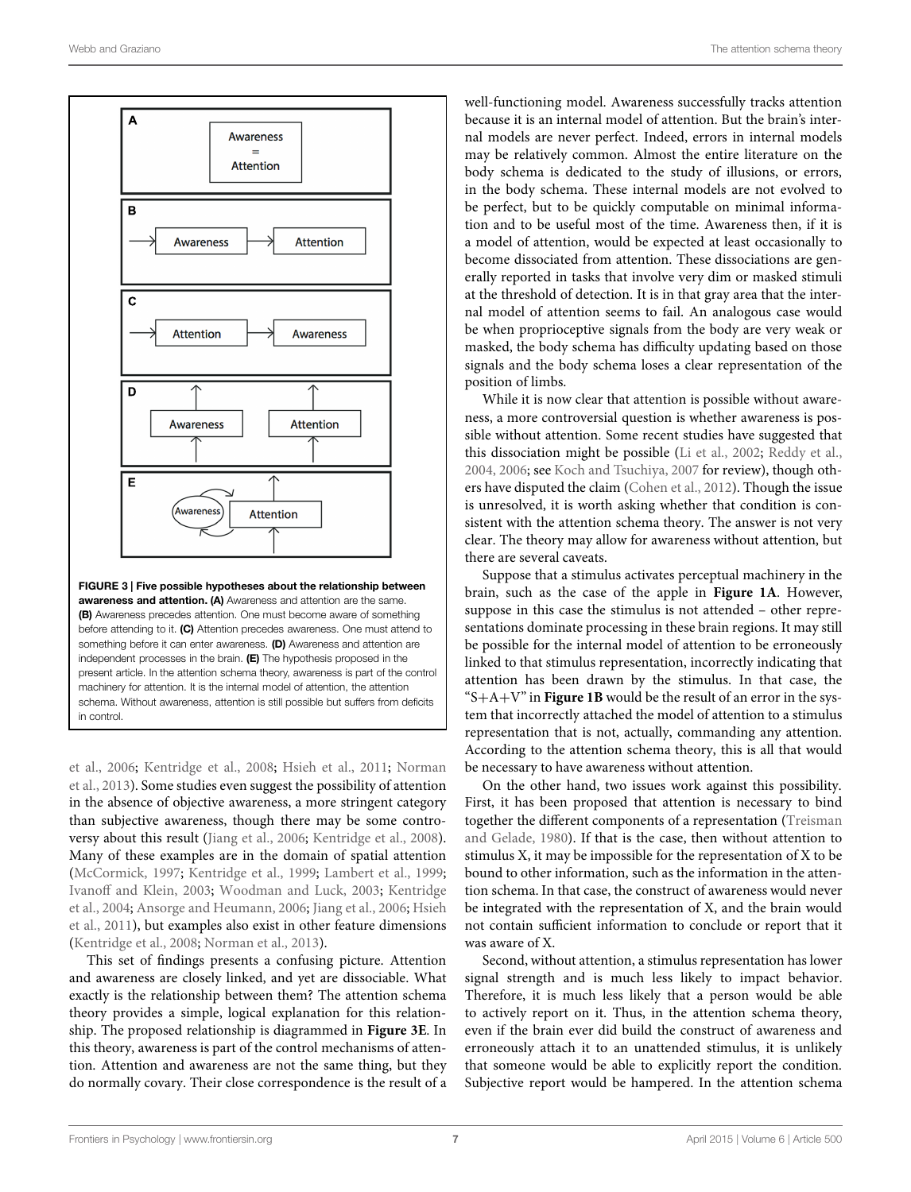FIGURE 3 | Five possible hypotheses about the relationship between awareness and attention. (A) Awareness and attention are the same. (B) Awareness precedes attention. One must become aware of something before attending to it. (C) Attention precedes awareness. One must attend to something before it can enter awareness. (D) Awareness and attention are independent processes in the brain. (E) The hypothesis proposed in the present article. In the attention schema theory, awareness is part of the control machinery for attention. It is the internal model of attention, the attention schema. Without awareness, attention is still possible but suffers from deficits in control.

et al., 2006; Kentridge et al., 2008; Hsieh et al., 2011; Norman et al., 2013). Some studies even suggest the possibility of attention in the absence of objective awareness, a more stringent category than subjective awareness, though there may be some controversy about this result (Jiang et al., 2006; Kentridge et al., 2008). Many of these examples are in the domain of spatial attention (McCormick, 1997; Kentridge et al., 1999; Lambert et al., 1999; Ivanoff and Klein, 2003; Woodman and Luck, 2003; Kentridge et al., 2004; Ansorge and Heumann, 2006; Jiang et al., 2006; Hsieh et al., 2011), but examples also exist in other feature dimensions (Kentridge et al., 2008; Norman et al., 2013).

This set of findings presents a confusing picture. Attention and awareness are closely linked, and yet are dissociable. What exactly is the relationship between them? The attention schema theory provides a simple, logical explanation for this relationship. The proposed relationship is diagrammed in **Figure 3E**. In this theory, awareness is part of the control mechanisms of attention. Attention and awareness are not the same thing, but they do normally covary. Their close correspondence is the result of a well-functioning model. Awareness successfully tracks attention because it is an internal model of attention. But the brain's internal models are never perfect. Indeed, errors in internal models may be relatively common. Almost the entire literature on the body schema is dedicated to the study of illusions, or errors, in the body schema. These internal models are not evolved to be perfect, but to be quickly computable on minimal information and to be useful most of the time. Awareness then, if it is a model of attention, would be expected at least occasionally to become dissociated from attention. These dissociations are generally reported in tasks that involve very dim or masked stimuli at the threshold of detection. It is in that gray area that the internal model of attention seems to fail. An analogous case would be when proprioceptive signals from the body are very weak or masked, the body schema has difficulty updating based on those signals and the body schema loses a clear representation of the position of limbs.

While it is now clear that attention is possible without awareness, a more controversial question is whether awareness is possible without attention. Some recent studies have suggested that this dissociation might be possible (Li et al., 2002; Reddy et al., 2004, 2006; see Koch and Tsuchiya, 2007 for review), though others have disputed the claim (Cohen et al., 2012). Though the issue is unresolved, it is worth asking whether that condition is consistent with the attention schema theory. The answer is not very clear. The theory may allow for awareness without attention, but there are several caveats.

Suppose that a stimulus activates perceptual machinery in the brain, such as the case of the apple in **Figure 1A**. However, suppose in this case the stimulus is not attended – other representations dominate processing in these brain regions. It may still be possible for the internal model of attention to be erroneously linked to that stimulus representation, incorrectly indicating that attention has been drawn by the stimulus. In that case, the "S+A+V" in **Figure 1B** would be the result of an error in the system that incorrectly attached the model of attention to a stimulus representation that is not, actually, commanding any attention. According to the attention schema theory, this is all that would be necessary to have awareness without attention.

On the other hand, two issues work against this possibility. First, it has been proposed that attention is necessary to bind together the different components of a representation (Treisman and Gelade, 1980). If that is the case, then without attention to stimulus X, it may be impossible for the representation of X to be bound to other information, such as the information in the attention schema. In that case, the construct of awareness would never be integrated with the representation of X, and the brain would not contain sufficient information to conclude or report that it was aware of X.

Second, without attention, a stimulus representation has lower signal strength and is much less likely to impact behavior. Therefore, it is much less likely that a person would be able to actively report on it. Thus, in the attention schema theory, even if the brain ever did build the construct of awareness and erroneously attach it to an unattended stimulus, it is unlikely that someone would be able to explicitly report the condition. Subjective report would be hampered. In the attention schema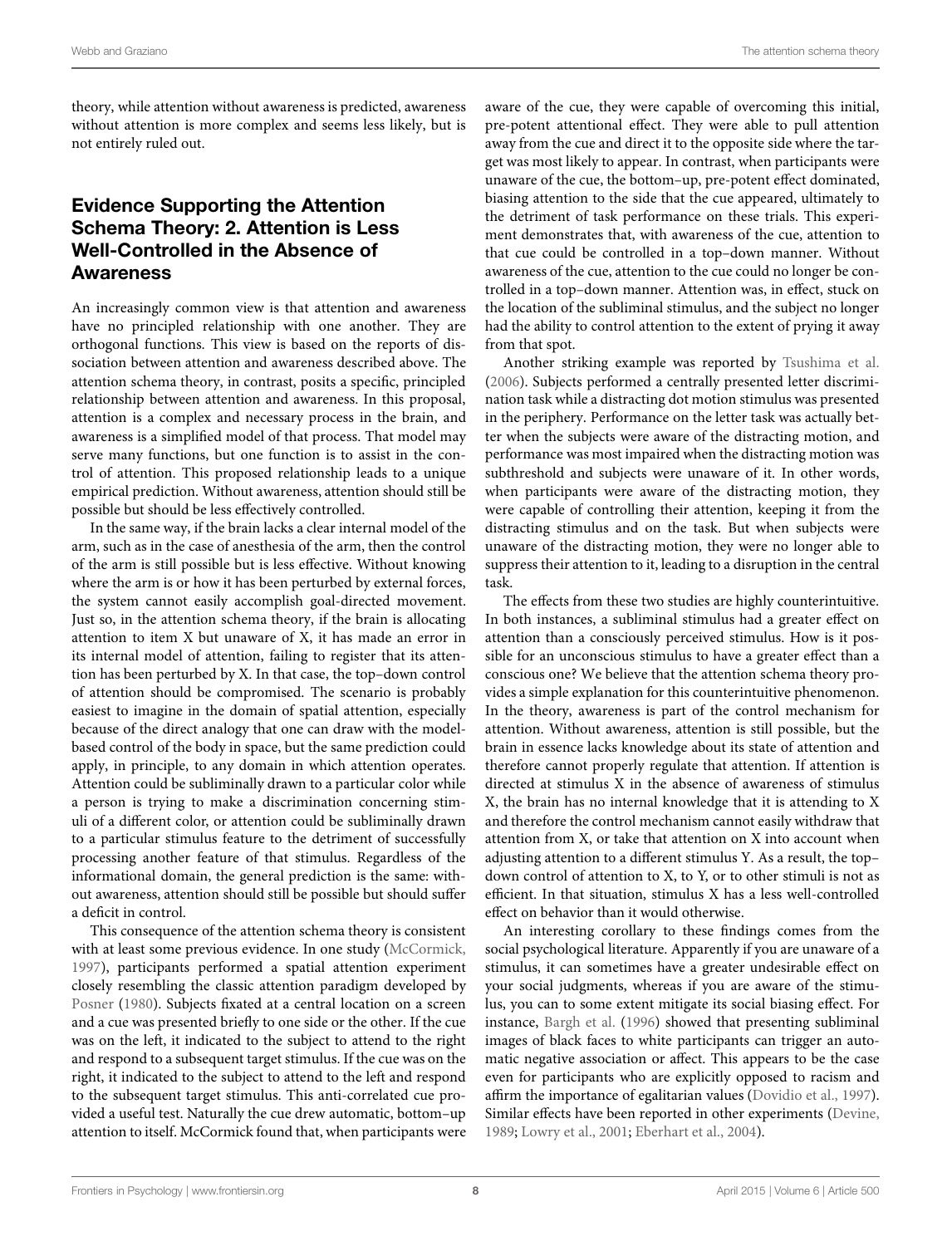theory, while attention without awareness is predicted, awareness without attention is more complex and seems less likely, but is not entirely ruled out.

## Evidence Supporting the Attention Schema Theory: 2. Attention is Less Well-Controlled in the Absence of Awareness

An increasingly common view is that attention and awareness have no principled relationship with one another. They are orthogonal functions. This view is based on the reports of dissociation between attention and awareness described above. The attention schema theory, in contrast, posits a specific, principled relationship between attention and awareness. In this proposal, attention is a complex and necessary process in the brain, and awareness is a simplified model of that process. That model may serve many functions, but one function is to assist in the control of attention. This proposed relationship leads to a unique empirical prediction. Without awareness, attention should still be possible but should be less effectively controlled.

In the same way, if the brain lacks a clear internal model of the arm, such as in the case of anesthesia of the arm, then the control of the arm is still possible but is less effective. Without knowing where the arm is or how it has been perturbed by external forces, the system cannot easily accomplish goal-directed movement. Just so, in the attention schema theory, if the brain is allocating attention to item X but unaware of X, it has made an error in its internal model of attention, failing to register that its attention has been perturbed by X. In that case, the top–down control of attention should be compromised. The scenario is probably easiest to imagine in the domain of spatial attention, especially because of the direct analogy that one can draw with the model-based control of the body in space, but the same prediction could apply, in principle, to any domain in which attention operates. Attention could be subliminally drawn to a particular color while a person is trying to make a discrimination concerning stimuli of a different color, or attention could be subliminally drawn to a particular stimulus feature to the detriment of successfully processing another feature of that stimulus. Regardless of the informational domain, the general prediction is the same: without awareness, attention should still be possible but should suffer a deficit in control.

This consequence of the attention schema theory is consistent with at least some previous evidence. In one study (McCormick, 1997), participants performed a spatial attention experiment closely resembling the classic attention paradigm developed by Posner (1980). Subjects fixated at a central location on a screen and a cue was presented briefly to one side or the other. If the cue was on the left, it indicated to the subject to attend to the right and respond to a subsequent target stimulus. If the cue was on the right, it indicated to the subject to attend to the left and respond to the subsequent target stimulus. This anti-correlated cue provided a useful test. Naturally the cue drew automatic, bottom–up attention to itself. McCormick found that, when participants were aware of the cue, they were capable of overcoming this initial, pre-potent attentional effect. They were able to pull attention away from the cue and direct it to the opposite side where the target was most likely to appear. In contrast, when participants were unaware of the cue, the bottom–up, pre-potent effect dominated, biasing attention to the side that the cue appeared, ultimately to the detriment of task performance on these trials. This experiment demonstrates that, with awareness of the cue, attention to that cue could be controlled in a top–down manner. Without awareness of the cue, attention to the cue could no longer be controlled in a top–down manner. Attention was, in effect, stuck on the location of the subliminal stimulus, and the subject no longer had the ability to control attention to the extent of prying it away from that spot.

Another striking example was reported by Tsushima et al. (2006). Subjects performed a centrally presented letter discrimination task while a distracting dot motion stimulus was presented in the periphery. Performance on the letter task was actually better when the subjects were aware of the distracting motion, and performance was most impaired when the distracting motion was subthreshold and subjects were unaware of it. In other words, when participants were aware of the distracting motion, they were capable of controlling their attention, keeping it from the distracting stimulus and on the task. But when subjects were unaware of the distracting motion, they were no longer able to suppress their attention to it, leading to a disruption in the central task.

The effects from these two studies are highly counterintuitive. In both instances, a subliminal stimulus had a greater effect on attention than a consciously perceived stimulus. How is it possible for an unconscious stimulus to have a greater effect than a conscious one? We believe that the attention schema theory provides a simple explanation for this counterintuitive phenomenon. In the theory, awareness is part of the control mechanism for attention. Without awareness, attention is still possible, but the brain in essence lacks knowledge about its state of attention and therefore cannot properly regulate that attention. If attention is directed at stimulus X in the absence of awareness of stimulus X, the brain has no internal knowledge that it is attending to X and therefore the control mechanism cannot easily withdraw that attention from X, or take that attention on X into account when adjusting attention to a different stimulus Y. As a result, the top–down control of attention to X, to Y, or to other stimuli is not as efficient. In that situation, stimulus X has a less well-controlled effect on behavior than it would otherwise.

An interesting corollary to these findings comes from the social psychological literature. Apparently if you are unaware of a stimulus, it can sometimes have a greater undesirable effect on your social judgments, whereas if you are aware of the stimulus, you can to some extent mitigate its social biasing effect. For instance, Bargh et al. (1996) showed that presenting subliminal images of black faces to white participants can trigger an automatic negative association or affect. This appears to be the case even for participants who are explicitly opposed to racism and affirm the importance of egalitarian values (Dovidio et al., 1997). Similar effects have been reported in other experiments (Devine, 1989; Lowry et al., 2001; Eberhart et al., 2004).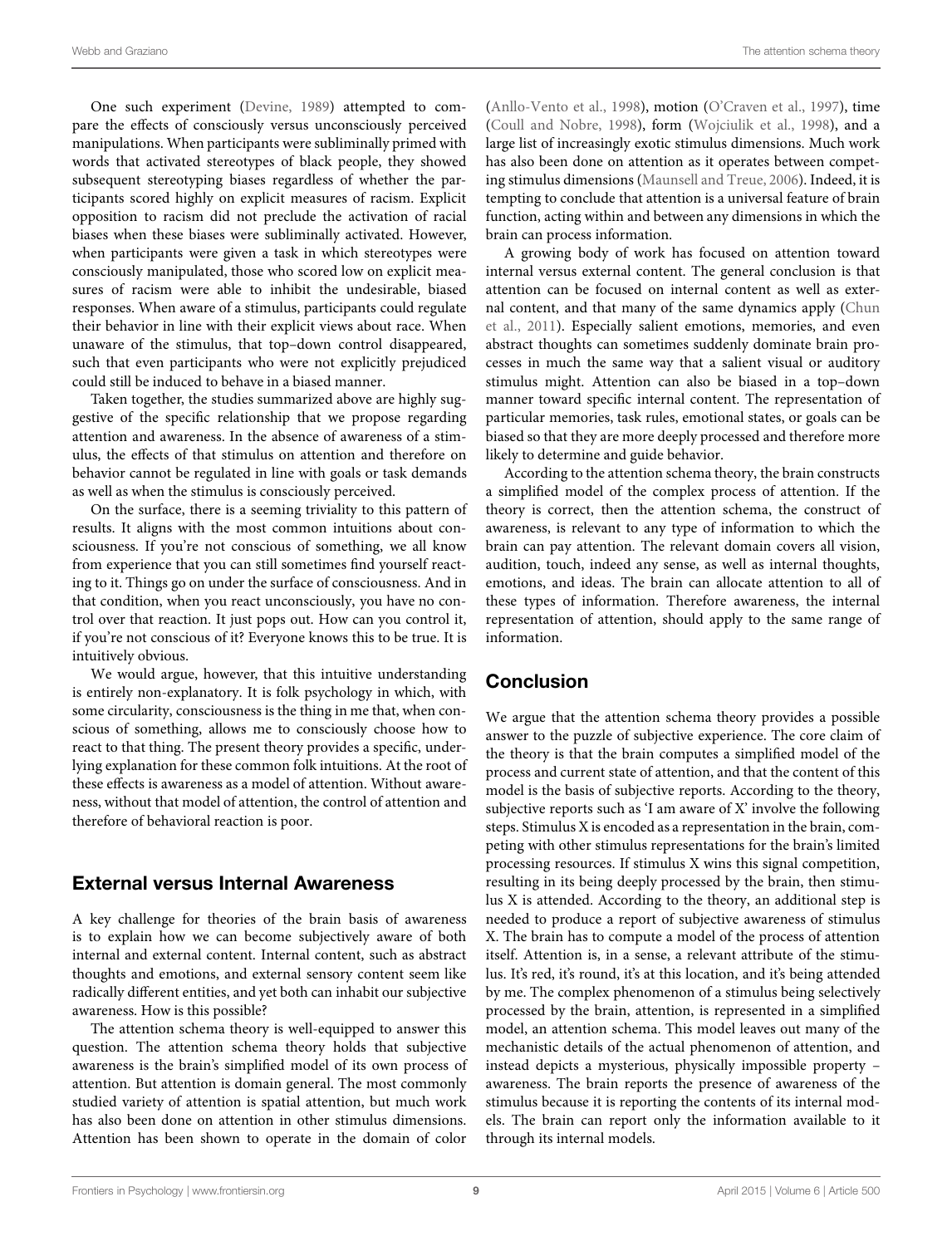One such experiment (Devine, 1989) attempted to compare the effects of consciously versus unconsciously perceived manipulations. When participants were subliminally primed with words that activated stereotypes of black people, they showed subsequent stereotyping biases regardless of whether the participants scored highly on explicit measures of racism. Explicit opposition to racism did not preclude the activation of racial biases when these biases were subliminally activated. However, when participants were given a task in which stereotypes were consciously manipulated, those who scored low on explicit measures of racism were able to inhibit the undesirable, biased responses. When aware of a stimulus, participants could regulate their behavior in line with their explicit views about race. When unaware of the stimulus, that top–down control disappeared, such that even participants who were not explicitly prejudiced could still be induced to behave in a biased manner.

Taken together, the studies summarized above are highly suggestive of the specific relationship that we propose regarding attention and awareness. In the absence of awareness of a stimulus, the effects of that stimulus on attention and therefore on behavior cannot be regulated in line with goals or task demands as well as when the stimulus is consciously perceived.

On the surface, there is a seeming triviality to this pattern of results. It aligns with the most common intuitions about consciousness. If you're not conscious of something, we all know from experience that you can still sometimes find yourself reacting to it. Things go on under the surface of consciousness. And in that condition, when you react unconsciously, you have no control over that reaction. It just pops out. How can you control it, if you're not conscious of it? Everyone knows this to be true. It is intuitively obvious.

We would argue, however, that this intuitive understanding is entirely non-explanatory. It is folk psychology in which, with some circularity, consciousness is the thing in me that, when conscious of something, allows me to consciously choose how to react to that thing. The present theory provides a specific, underlying explanation for these common folk intuitions. At the root of these effects is awareness as a model of attention. Without awareness, without that model of attention, the control of attention and therefore of behavioral reaction is poor.

## External versus Internal Awareness

A key challenge for theories of the brain basis of awareness is to explain how we can become subjectively aware of both internal and external content. Internal content, such as abstract thoughts and emotions, and external sensory content seem like radically different entities, and yet both can inhabit our subjective awareness. How is this possible?

The attention schema theory is well-equipped to answer this question. The attention schema theory holds that subjective awareness is the brain's simplified model of its own process of attention. But attention is domain general. The most commonly studied variety of attention is spatial attention, but much work has also been done on attention in other stimulus dimensions. Attention has been shown to operate in the domain of color (Anllo-Vento et al., 1998), motion (O'Craven et al., 1997), time (Coull and Nobre, 1998), form (Wojciulik et al., 1998), and a large list of increasingly exotic stimulus dimensions. Much work has also been done on attention as it operates between competing stimulus dimensions (Maunsell and Treue, 2006). Indeed, it is tempting to conclude that attention is a universal feature of brain function, acting within and between any dimensions in which the brain can process information.

A growing body of work has focused on attention toward internal versus external content. The general conclusion is that attention can be focused on internal content as well as external content, and that many of the same dynamics apply (Chun et al., 2011). Especially salient emotions, memories, and even abstract thoughts can sometimes suddenly dominate brain processes in much the same way that a salient visual or auditory stimulus might. Attention can also be biased in a top–down manner toward specific internal content. The representation of particular memories, task rules, emotional states, or goals can be biased so that they are more deeply processed and therefore more likely to determine and guide behavior.

According to the attention schema theory, the brain constructs a simplified model of the complex process of attention. If the theory is correct, then the attention schema, the construct of awareness, is relevant to any type of information to which the brain can pay attention. The relevant domain covers all vision, audition, touch, indeed any sense, as well as internal thoughts, emotions, and ideas. The brain can allocate attention to all of these types of information. Therefore awareness, the internal representation of attention, should apply to the same range of information.

## Conclusion

We argue that the attention schema theory provides a possible answer to the puzzle of subjective experience. The core claim of the theory is that the brain computes a simplified model of the process and current state of attention, and that the content of this model is the basis of subjective reports. According to the theory, subjective reports such as 'I am aware of X' involve the following steps. Stimulus X is encoded as a representation in the brain, competing with other stimulus representations for the brain's limited processing resources. If stimulus X wins this signal competition, resulting in its being deeply processed by the brain, then stimulus X is attended. According to the theory, an additional step is needed to produce a report of subjective awareness of stimulus X. The brain has to compute a model of the process of attention itself. Attention is, in a sense, a relevant attribute of the stimulus. It's red, it's round, it's at this location, and it's being attended by me. The complex phenomenon of a stimulus being selectively processed by the brain, attention, is represented in a simplified model, an attention schema. This model leaves out many of the mechanistic details of the actual phenomenon of attention, and instead depicts a mysterious, physically impossible property – awareness. The brain reports the presence of awareness of the stimulus because it is reporting the contents of its internal models. The brain can report only the information available to it through its internal models.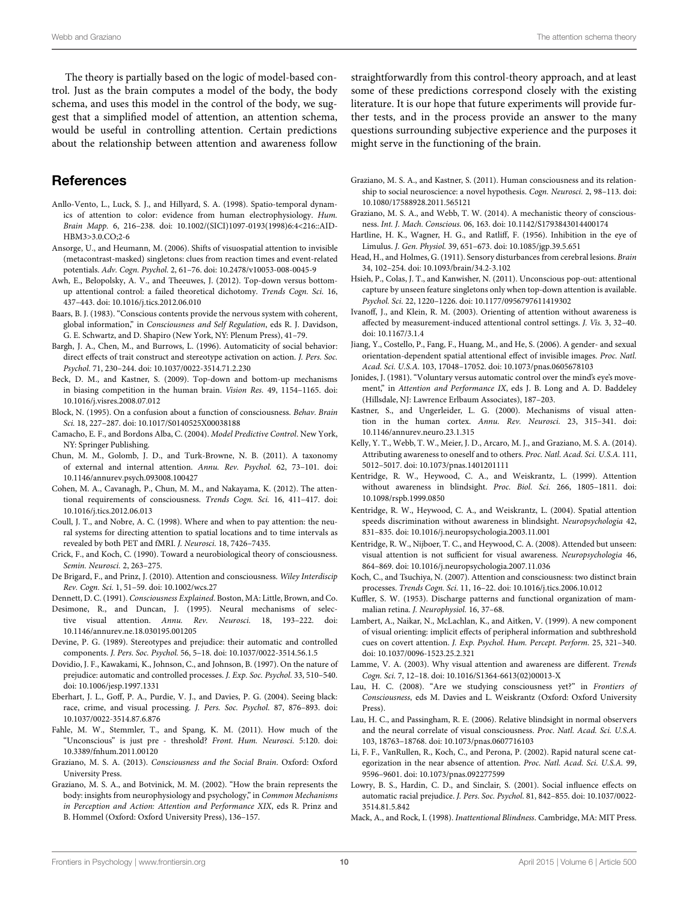The theory is partially based on the logic of model-based control. Just as the brain computes a model of the body, the body schema, and uses this model in the control of the body, we suggest that a simplified model of attention, an attention schema, would be useful in controlling attention. Certain predictions about the relationship between attention and awareness follow straightforwardly from this control-theory approach, and at least some of these predictions correspond closely with the existing literature. It is our hope that future experiments will provide further tests, and in the process provide an answer to the many questions surrounding subjective experience and the purposes it might serve in the functioning of the brain.

## References

Anllo-Vento, L., Luck, S. J., and Hillyard, S. A. (1998). Spatio-temporal dynamics of attention to color: evidence from human electrophysiology. *Hum. Brain Mapp.* 6, 216–238. doi: 10.1002/(SICI)1097-0193(1998)6:4<216::AID-HBM3>3.0.CO;2-6

Ansorge, U., and Heumann, M. (2006). Shifts of visuospatial attention to invisible (metacontrast-masked) singletons: clues from reaction times and event-related potentials. *Adv. Cogn. Psychol.* 2, 61–76. doi: 10.2478/v10053-008-0045-9

Awh, E., Belopolsky, A. V., and Theeuwes, J. (2012). Top-down versus bottom-up attentional control: a failed theoretical dichotomy. *Trends Cogn. Sci.* 16, 437–443. doi: 10.1016/j.tics.2012.06.010

Baars, B. J. (1983). "Conscious contents provide the nervous system with coherent, global information," in *Consciousness and Self Regulation*, eds R. J. Davidson, G. E. Schwartz, and D. Shapiro (New York, NY: Plenum Press), 41–79.

Bargh, J. A., Chen, M., and Burrows, L. (1996). Automaticity of social behavior: direct effects of trait construct and stereotype activation on action. *J. Pers. Soc. Psychol.* 71, 230–244. doi: 10.1037/0022-3514.71.2.230

Beck, D. M., and Kastner, S. (2009). Top-down and bottom-up mechanisms in biasing competition in the human brain. *Vision Res.* 49, 1154–1165. doi: 10.1016/j.visres.2008.07.012

Block, N. (1995). On a confusion about a function of consciousness. *Behav. Brain Sci.* 18, 227–287. doi: 10.1017/S0140525X00038188

Camacho, E. F., and Bordons Alba, C. (2004). *Model Predictive Control*. New York, NY: Springer Publishing.

Chun, M. M., Golomb, J. D., and Turk-Browne, N. B. (2011). A taxonomy of external and internal attention. *Annu. Rev. Psychol.* 62, 73–101. doi: 10.1146/annurev.psych.093008.100427

Cohen, M. A., Cavanagh, P., Chun, M. M., and Nakayama, K. (2012). The attentional requirements of consciousness. *Trends Cogn. Sci.* 16, 411–417. doi: 10.1016/j.tics.2012.06.013

Coull, J. T., and Nobre, A. C. (1998). Where and when to pay attention: the neural systems for directing attention to spatial locations and to time intervals as revealed by both PET and fMRI. *J. Neurosci.* 18, 7426–7435.

Crick, F., and Koch, C. (1990). Toward a neurobiological theory of consciousness. *Semin. Neurosci.* 2, 263–275.

De Brigard, F., and Prinz, J. (2010). Attention and consciousness. *Wiley Interdiscip Rev. Cogn. Sci.* 1, 51–59. doi: 10.1002/wcs.27

Dennett, D. C. (1991). *Consciousness Explained*. Boston, MA: Little, Brown, and Co.

Desimone, R., and Duncan, J. (1995). Neural mechanisms of selective visual attention. *Annu. Rev. Neurosci.* 18, 193–222. doi: 10.1146/annurev.ne.18.030195.001205

Devine, P. G. (1989). Stereotypes and prejudice: their automatic and controlled components. *J. Pers. Soc. Psychol.* 56, 5–18. doi: 10.1037/0022-3514.56.1.5

Dovidio, J. F., Kawakami, K., Johnson, C., and Johnson, B. (1997). On the nature of prejudice: automatic and controlled processes. *J. Exp. Soc. Psychol.* 33, 510–540. doi: 10.1006/jesp.1997.1331

Eberhart, J. L., Goff, P. A., Purdie, V. J., and Davies, P. G. (2004). Seeing black: race, crime, and visual processing. *J. Pers. Soc. Psychol.* 87, 876–893. doi: 10.1037/0022-3514.87.6.876

Fahle, M. W., Stemmler, T., and Spang, K. M. (2011). How much of the "Unconscious" is just pre - threshold? *Front. Hum. Neurosci.* 5:120. doi: 10.3389/fnhum.2011.00120

Graziano, M. S. A. (2013). *Consciousness and the Social Brain*. Oxford: Oxford University Press.

Graziano, M. S. A., and Botvinick, M. M. (2002). "How the brain represents the body: insights from neurophysiology and psychology," in *Common Mechanisms in Perception and Action: Attention and Performance XIX*, eds R. Prinz and B. Hommel (Oxford: Oxford University Press), 136–157.

Graziano, M. S. A., and Kastner, S. (2011). Human consciousness and its relationship to social neuroscience: a novel hypothesis. *Cogn. Neurosci.* 2, 98–113. doi: 10.1080/17588928.2011.565121

Graziano, M. S. A., and Webb, T. W. (2014). A mechanistic theory of consciousness. *Int. J. Mach. Conscious.* 06, 163. doi: 10.1142/S1793843014400174

Hartline, H. K., Wagner, H. G., and Ratliff, F. (1956). Inhibition in the eye of Limulus. *J. Gen. Physiol.* 39, 651–673. doi: 10.1085/jgp.39.5.651

Head, H., and Holmes, G. (1911). Sensory disturbances from cerebral lesions. *Brain* 34, 102–254. doi: 10.1093/brain/34.2-3.102

Hsieh, P., Colas, J. T., and Kanwisher, N. (2011). Unconscious pop-out: attentional capture by unseen feature singletons only when top-down attention is available. *Psychol. Sci.* 22, 1220–1226. doi: 10.1177/0956797611419302

Ivanoff, J., and Klein, R. M. (2003). Orienting of attention without awareness is affected by measurement-induced attentional control settings. *J. Vis.* 3, 32–40. doi: 10.1167/3.1.4

Jiang, Y., Costello, P., Fang, F., Huang, M., and He, S. (2006). A gender- and sexual orientation-dependent spatial attentional effect of invisible images. *Proc. Natl. Acad. Sci. U.S.A.* 103, 17048–17052. doi: 10.1073/pnas.0605678103

Jonides, J. (1981). "Voluntary versus automatic control over the mind's eye's movement," in *Attention and Performance IX*, eds J. B. Long and A. D. Baddeley (Hillsdale, NJ: Lawrence Erlbaum Associates), 187–203.

Kastner, S., and Ungerleider, L. G. (2000). Mechanisms of visual attention in the human cortex. *Annu. Rev. Neurosci.* 23, 315–341. doi: 10.1146/annurev.neuro.23.1.315

Kelly, Y. T., Webb, T. W., Meier, J. D., Arcaro, M. J., and Graziano, M. S. A. (2014). Attributing awareness to oneself and to others. *Proc. Natl. Acad. Sci. U.S.A.* 111, 5012–5017. doi: 10.1073/pnas.1401201111

Kentridge, R. W., Heywood, C. A., and Weiskrantz, L. (1999). Attention without awareness in blindsight. *Proc. Biol. Sci.* 266, 1805–1811. doi: 10.1098/rspb.1999.0850

Kentridge, R. W., Heywood, C. A., and Weiskrantz, L. (2004). Spatial attention speeds discrimination without awareness in blindsight. *Neuropsychologia* 42, 831–835. doi: 10.1016/j.neuropsychologia.2003.11.001

Kentridge, R. W., Nijboer, T. C., and Heywood, C. A. (2008). Attended but unseen: visual attention is not sufficient for visual awareness. *Neuropsychologia* 46, 864–869. doi: 10.1016/j.neuropsychologia.2007.11.036

Koch, C., and Tsuchiya, N. (2007). Attention and consciousness: two distinct brain processes. *Trends Cogn. Sci.* 11, 16–22. doi: 10.1016/j.tics.2006.10.012

Kuffler, S. W. (1953). Discharge patterns and functional organization of mammalian retina. *J. Neurophysiol.* 16, 37–68.

Lambert, A., Naikar, N., McLachlan, K., and Aitken, V. (1999). A new component of visual orienting: implicit effects of peripheral information and subthreshold cues on covert attention. *J. Exp. Psychol. Hum. Percept. Perform.* 25, 321–340. doi: 10.1037/0096-1523.25.2.321

Lamme, V. A. (2003). Why visual attention and awareness are different. *Trends Cogn. Sci.* 7, 12–18. doi: 10.1016/S1364-6613(02)00013-X

Lau, H. C. (2008). "Are we studying consciousness yet?" in *Frontiers of Consciousness*, eds M. Davies and L. Weiskrantz (Oxford: Oxford University Press).

Lau, H. C., and Passingham, R. E. (2006). Relative blindsight in normal observers and the neural correlate of visual consciousness. *Proc. Natl. Acad. Sci. U.S.A.* 103, 18763–18768. doi: 10.1073/pnas.0607716103

Li, F. F., VanRullen, R., Koch, C., and Perona, P. (2002). Rapid natural scene categorization in the near absence of attention. *Proc. Natl. Acad. Sci. U.S.A.* 99, 9596–9601. doi: 10.1073/pnas.092277599

Lowry, B. S., Hardin, C. D., and Sinclair, S. (2001). Social influence effects on automatic racial prejudice. *J. Pers. Soc. Psychol.* 81, 842–855. doi: 10.1037/0022-3514.81.5.842

Mack, A., and Rock, I. (1998). *Inattentional Blindness*. Cambridge, MA: MIT Press.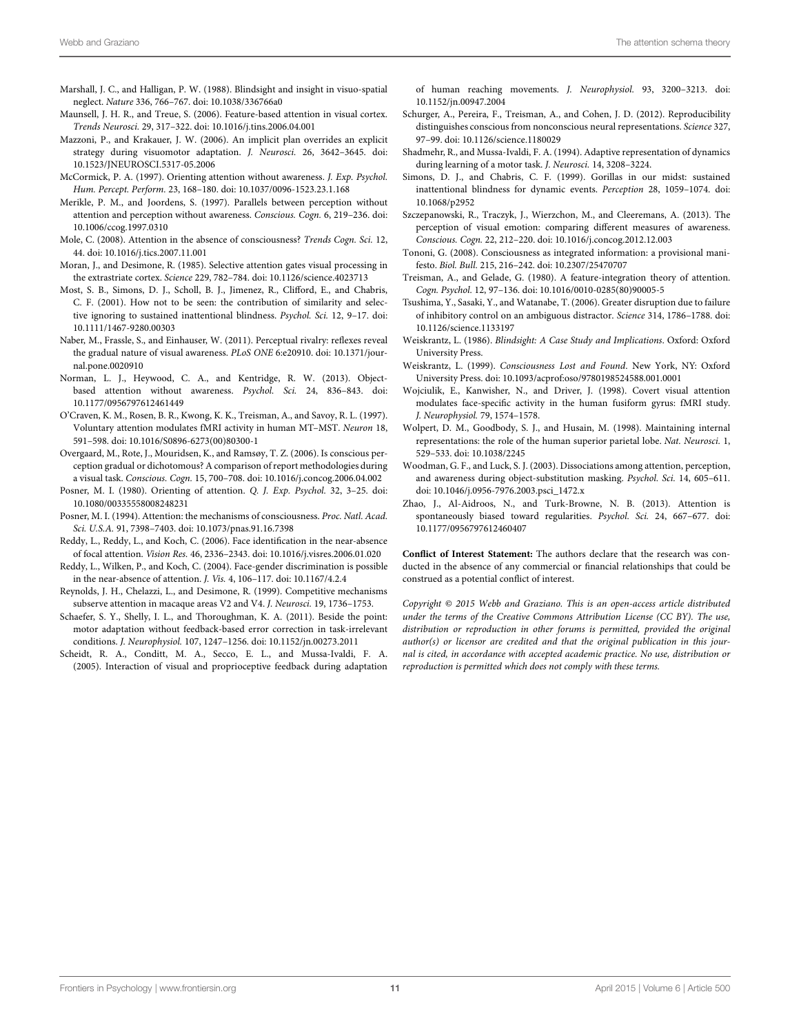Marshall, J. C., and Halligan, P. W. (1988). Blindsight and insight in visuo-spatial neglect. *Nature* 336, 766–767. doi: 10.1038/336766a0

Maunsell, J. H. R., and Treue, S. (2006). Feature-based attention in visual cortex. *Trends Neurosci.* 29, 317–322. doi: 10.1016/j.tins.2006.04.001

Mazzoni, P., and Krakauer, J. W. (2006). An implicit plan overrides an explicit strategy during visuomotor adaptation. *J. Neurosci.* 26, 3642–3645. doi: 10.1523/JNEUROSCI.5317-05.2006

McCormick, P. A. (1997). Orienting attention without awareness. *J. Exp. Psychol. Hum. Percept. Perform.* 23, 168–180. doi: 10.1037/0096-1523.23.1.168

Merikle, P. M., and Joordens, S. (1997). Parallels between perception without attention and perception without awareness. *Conscious. Cogn.* 6, 219–236. doi: 10.1006/ccog.1997.0310

Mole, C. (2008). Attention in the absence of consciousness? *Trends Cogn. Sci.* 12, 44. doi: 10.1016/j.tics.2007.11.001

Moran, J., and Desimone, R. (1985). Selective attention gates visual processing in the extrastriate cortex. *Science* 229, 782–784. doi: 10.1126/science.4023713

Most, S. B., Simons, D. J., Scholl, B. J., Jimenez, R., Clifford, E., and Chabris, C. F. (2001). How not to be seen: the contribution of similarity and selective ignoring to sustained inattentional blindness. *Psychol. Sci.* 12, 9–17. doi: 10.1111/1467-9280.00303

Naber, M., Frassle, S., and Einhauser, W. (2011). Perceptual rivalry: reflexes reveal the gradual nature of visual awareness. *PLoS ONE* 6:e20910. doi: 10.1371/journal.pone.0020910

Norman, L. J., Heywood, C. A., and Kentridge, R. W. (2013). Object-based attention without awareness. *Psychol. Sci.* 24, 836–843. doi: 10.1177/0956797612461449

O'Craven, K. M., Rosen, B. R., Kwong, K. K., Treisman, A., and Savoy, R. L. (1997). Voluntary attention modulates fMRI activity in human MT–MST. *Neuron* 18, 591–598. doi: 10.1016/S0896-6273(00)80300-1

Overgaard, M., Rote, J., Mouridsen, K., and Ramsøy, T. Z. (2006). Is conscious perception gradual or dichotomous? A comparison of report methodologies during a visual task. *Conscious. Cogn.* 15, 700–708. doi: 10.1016/j.concog.2006.04.002

Posner, M. I. (1980). Orienting of attention. *Q. J. Exp. Psychol.* 32, 3–25. doi: 10.1080/00335558008248231

Posner, M. I. (1994). Attention: the mechanisms of consciousness. *Proc. Natl. Acad. Sci. U.S.A.* 91, 7398–7403. doi: 10.1073/pnas.91.16.7398

Reddy, L., Reddy, L., and Koch, C. (2006). Face identification in the near-absence of focal attention. *Vision Res.* 46, 2336–2343. doi: 10.1016/j.visres.2006.01.020

Reddy, L., Wilken, P., and Koch, C. (2004). Face-gender discrimination is possible in the near-absence of attention. *J. Vis.* 4, 106–117. doi: 10.1167/4.2.4

Reynolds, J. H., Chelazzi, L., and Desimone, R. (1999). Competitive mechanisms subserve attention in macaque areas V2 and V4. *J. Neurosci.* 19, 1736–1753.

Schaefer, S. Y., Shelly, I. L., and Thoroughman, K. A. (2011). Beside the point: motor adaptation without feedback-based error correction in task-irrelevant conditions. *J. Neurophysiol.* 107, 1247–1256. doi: 10.1152/jn.00273.2011

Scheidt, R. A., Conditt, M. A., Secco, E. L., and Mussa-Ivaldi, F. A. (2005). Interaction of visual and proprioceptive feedback during adaptation of human reaching movements. *J. Neurophysiol.* 93, 3200–3213. doi: 10.1152/jn.00947.2004

Schurger, A., Pereira, F., Treisman, A., and Cohen, J. D. (2012). Reproducibility distinguishes conscious from nonconscious neural representations. *Science* 327, 97–99. doi: 10.1126/science.1180029

Shadmehr, R., and Mussa-Ivaldi, F. A. (1994). Adaptive representation of dynamics during learning of a motor task. *J. Neurosci.* 14, 3208–3224.

Simons, D. J., and Chabris, C. F. (1999). Gorillas in our midst: sustained inattentional blindness for dynamic events. *Perception* 28, 1059–1074. doi: 10.1068/p2952

Szczepanowski, R., Traczyk, J., Wierzchon, M., and Cleeremans, A. (2013). The perception of visual emotion: comparing different measures of awareness. *Conscious. Cogn.* 22, 212–220. doi: 10.1016/j.concog.2012.12.003

Tononi, G. (2008). Consciousness as integrated information: a provisional manifesto. *Biol. Bull.* 215, 216–242. doi: 10.2307/25470707

Treisman, A., and Gelade, G. (1980). A feature-integration theory of attention. *Cogn. Psychol.* 12, 97–136. doi: 10.1016/0010-0285(80)90005-5

Tsushima, Y., Sasaki, Y., and Watanabe, T. (2006). Greater disruption due to failure of inhibitory control on an ambiguous distractor. *Science* 314, 1786–1788. doi: 10.1126/science.1133197

Weiskrantz, L. (1986). *Blindsight: A Case Study and Implications*. Oxford: Oxford University Press.

Weiskrantz, L. (1999). *Consciousness Lost and Found*. New York, NY: Oxford University Press. doi: 10.1093/acprof:oso/9780198524588.001.0001

Wojciulik, E., Kanwisher, N., and Driver, J. (1998). Covert visual attention modulates face-specific activity in the human fusiform gyrus: fMRI study. *J. Neurophysiol.* 79, 1574–1578.

Wolpert, D. M., Goodbody, S. J., and Husain, M. (1998). Maintaining internal representations: the role of the human superior parietal lobe. *Nat. Neurosci.* 1, 529–533. doi: 10.1038/2245

Woodman, G. F., and Luck, S. J. (2003). Dissociations among attention, perception, and awareness during object-substitution masking. *Psychol. Sci.* 14, 605–611. doi: 10.1046/j.0956-7976.2003.psci_1472.x

Zhao, J., Al-Aidroos, N., and Turk-Browne, N. B. (2013). Attention is spontaneously biased toward regularities. *Psychol. Sci.* 24, 667–677. doi: 10.1177/0956797612460407

**Conflict of Interest Statement:** The authors declare that the research was conducted in the absence of any commercial or financial relationships that could be construed as a potential conflict of interest.

*Copyright © 2015 Webb and Graziano. This is an open-access article distributed under the terms of the Creative Commons Attribution License (CC BY). The use, distribution or reproduction in other forums is permitted, provided the original author(s) or licensor are credited and that the original publication in this journal is cited, in accordance with accepted academic practice. No use, distribution or reproduction is permitted which does not comply with these terms.*